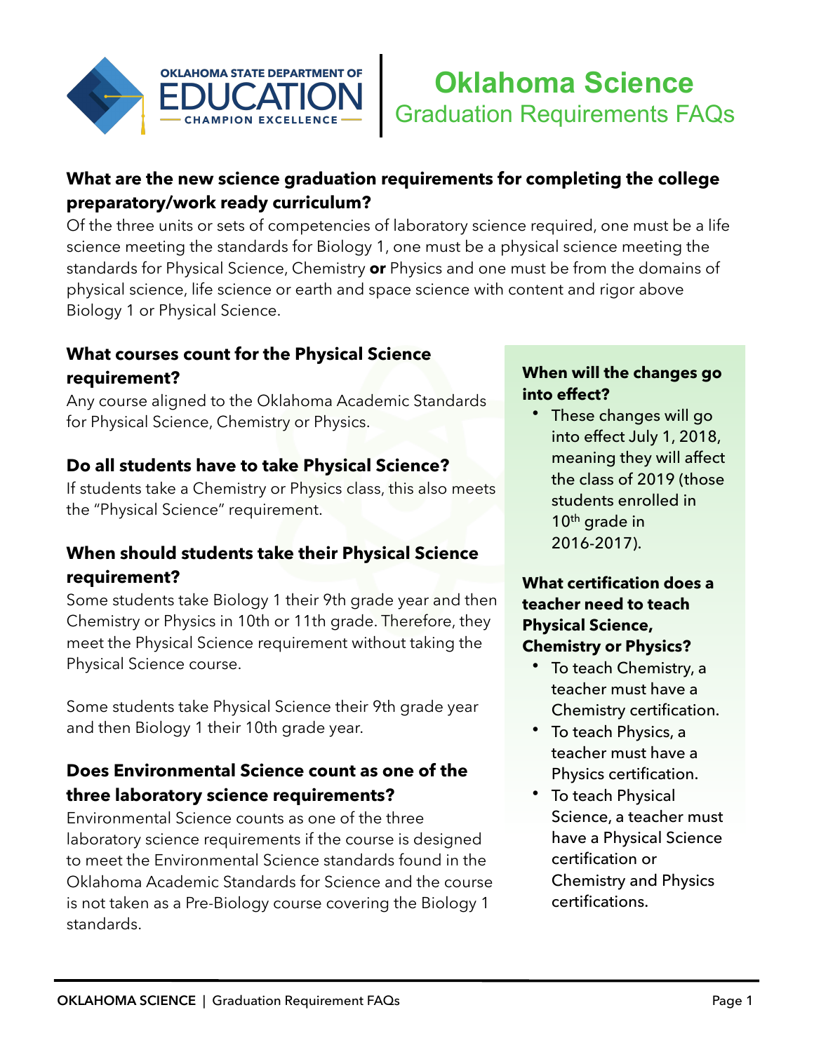# Oklahoma Science

## Graduation Requirements FAQs

**What are the new science graduation requirements for completing the college preparatory/work ready curriculum?**

Of the three units or sets of competencies of laboratory science required, one must be a life science meeting the standards for Biology 1, one must be a physical science meeting the standards for Physical Science, Chemistry **or** Physics and one must be from the domains of physical science, life science or earth and space science with content and rigor above Biology 1 or Physical Science.

**What courses count for the Physical Science requirement?**

Any course aligned to the Oklahoma Academic Standards for Physical Science, Chemistry or Physics.

**Do all students have to take Physical Science?**

If students take a Chemistry or Physics class, this also meets the "Physical Science" requirement.

**When should students take their Physical Science requirement?**

Some students take Biology 1 their 9th grade year and then Chemistry or Physics in 10th or 11th grade. Therefore, they meet the Physical Science requirement without taking the Physical Science course.

Some students take Physical Science their 9th grade year and then Biology 1 their 10th grade year.

**Does Environmental Science count as one of the three laboratory science requirements?**

Environmental Science counts as one of the three laboratory science requirements if the course is designed to meet the Environmental Science standards found in the Oklahoma Academic Standards for Science and the course is not taken as a Pre-Biology course covering the Biology 1 standards.

**When will the changes go into effect?**

- These changes will go into effect July 1, 2018, meaning they will affect the class of 2019 (those students enrolled in 10th grade in 2016-2017).

**What certification does a teacher need to teach Physical Science, Chemistry or Physics?**

- To teach Chemistry, a teacher must have a Chemistry certification.
- To teach Physics, a teacher must have a Physics certification.
- To teach Physical Science, a teacher must have a Physical Science certification or Chemistry and Physics certifications.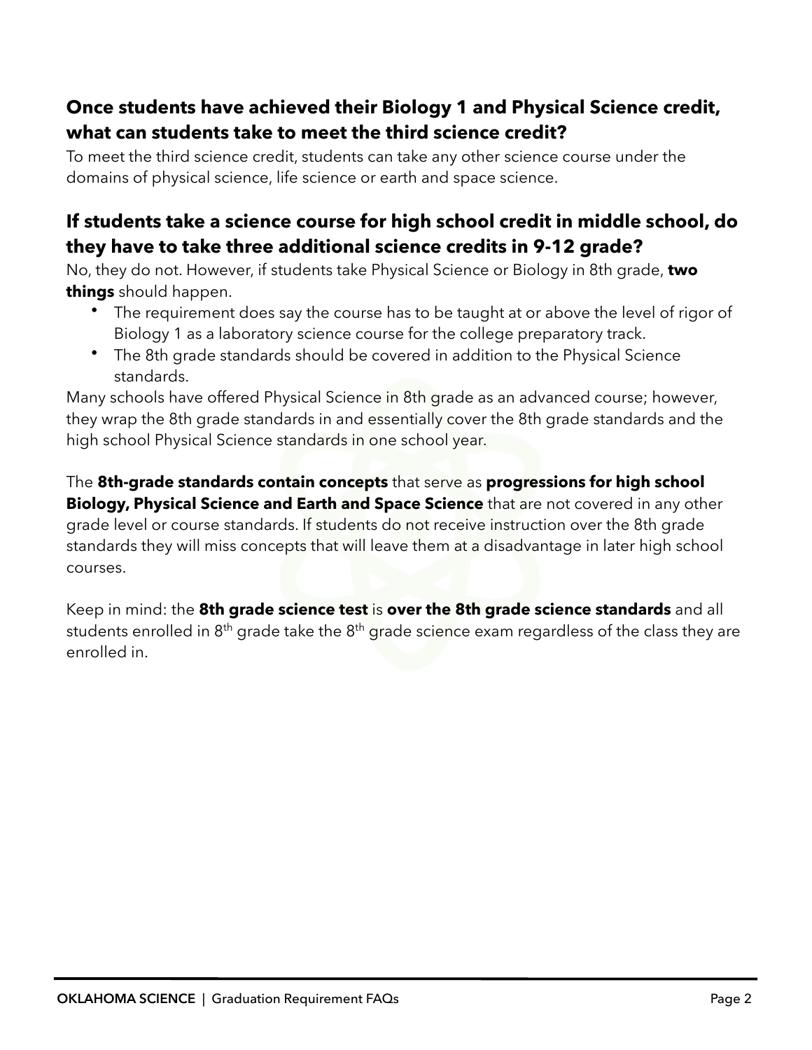## Once students have achieved their Biology 1 and Physical Science credit, what can students take to meet the third science credit?

To meet the third science credit, students can take any other science course under the domains of physical science, life science or earth and space science.

## If students take a science course for high school credit in middle school, do they have to take three additional science credits in 9-12 grade?

No, they do not. However, if students take Physical Science or Biology in 8th grade, **two things** should happen.

- The requirement does say the course has to be taught at or above the level of rigor of Biology 1 as a laboratory science course for the college preparatory track.
- The 8th grade standards should be covered in addition to the Physical Science standards.

Many schools have offered Physical Science in 8th grade as an advanced course; however, they wrap the 8th grade standards in and essentially cover the 8th grade standards and the high school Physical Science standards in one school year.

The **8th-grade standards contain concepts** that serve as **progressions for high school Biology, Physical Science and Earth and Space Science** that are not covered in any other grade level or course standards. If students do not receive instruction over the 8th grade standards they will miss concepts that will leave them at a disadvantage in later high school courses.

Keep in mind: the **8th grade science test** is **over the 8th grade science standards** and all students enrolled in 8th grade take the 8th grade science exam regardless of the class they are enrolled in.